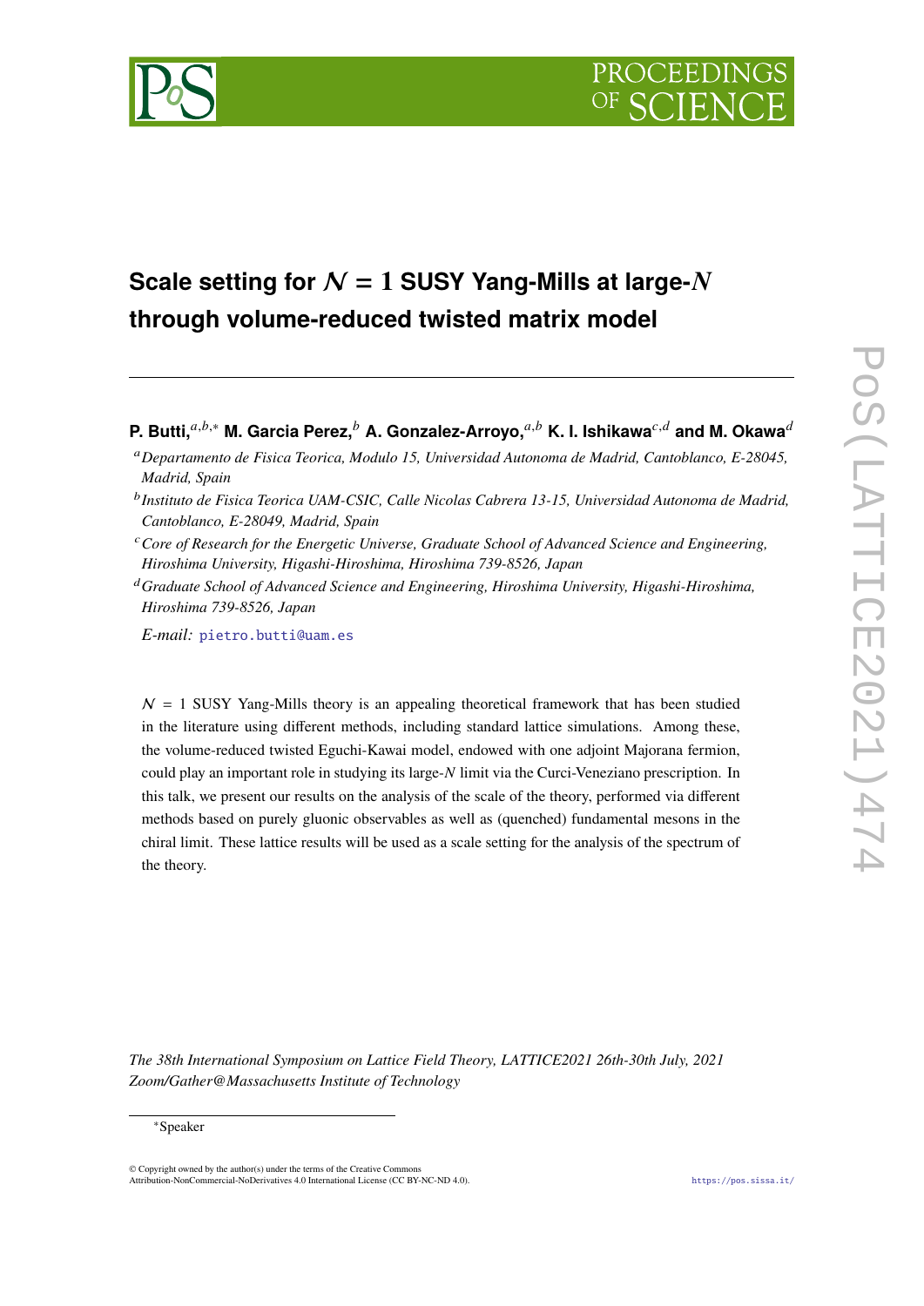# Scale setting for $\mathcal{N} = 1$ SUSY Yang-Mills at large-$N$ through volume-reduced twisted matrix model

**P. Butti,**[a,b,*] **M. Garcia Perez,**[b] **A. Gonzalez-Arroyo,**[a,b] **K. I. Ishikawa**[c,d] **and M. Okawa**[d]

[a] *Departamento de Fisica Teorica, Modulo 15, Universidad Autonoma de Madrid, Cantoblanco, E-28045, Madrid, Spain*

[b] *Instituto de Fisica Teorica UAM-CSIC, Calle Nicolas Cabrera 13-15, Universidad Autonoma de Madrid, Cantoblanco, E-28049, Madrid, Spain*

[c] *Core of Research for the Energetic Universe, Graduate School of Advanced Science and Engineering, Hiroshima University, Higashi-Hiroshima, Hiroshima 739-8526, Japan*

[d] *Graduate School of Advanced Science and Engineering, Hiroshima University, Higashi-Hiroshima, Hiroshima 739-8526, Japan*

*E-mail:* pietro.butti@uam.es

$\mathcal{N} = 1$ SUSY Yang-Mills theory is an appealing theoretical framework that has been studied in the literature using different methods, including standard lattice simulations. Among these, the volume-reduced twisted Eguchi-Kawai model, endowed with one adjoint Majorana fermion, could play an important role in studying its large-$N$ limit via the Curci-Veneziano prescription. In this talk, we present our results on the analysis of the scale of the theory, performed via different methods based on purely gluonic observables as well as (quenched) fundamental mesons in the chiral limit. These lattice results will be used as a scale setting for the analysis of the spectrum of the theory.

*The 38th International Symposium on Lattice Field Theory, LATTICE2021 26th-30th July, 2021 Zoom/Gather@Massachusetts Institute of Technology*

*Speaker

© Copyright owned by the author(s) under the terms of the Creative Commons Attribution-NonCommercial-NoDerivatives 4.0 International License (CC BY-NC-ND 4.0).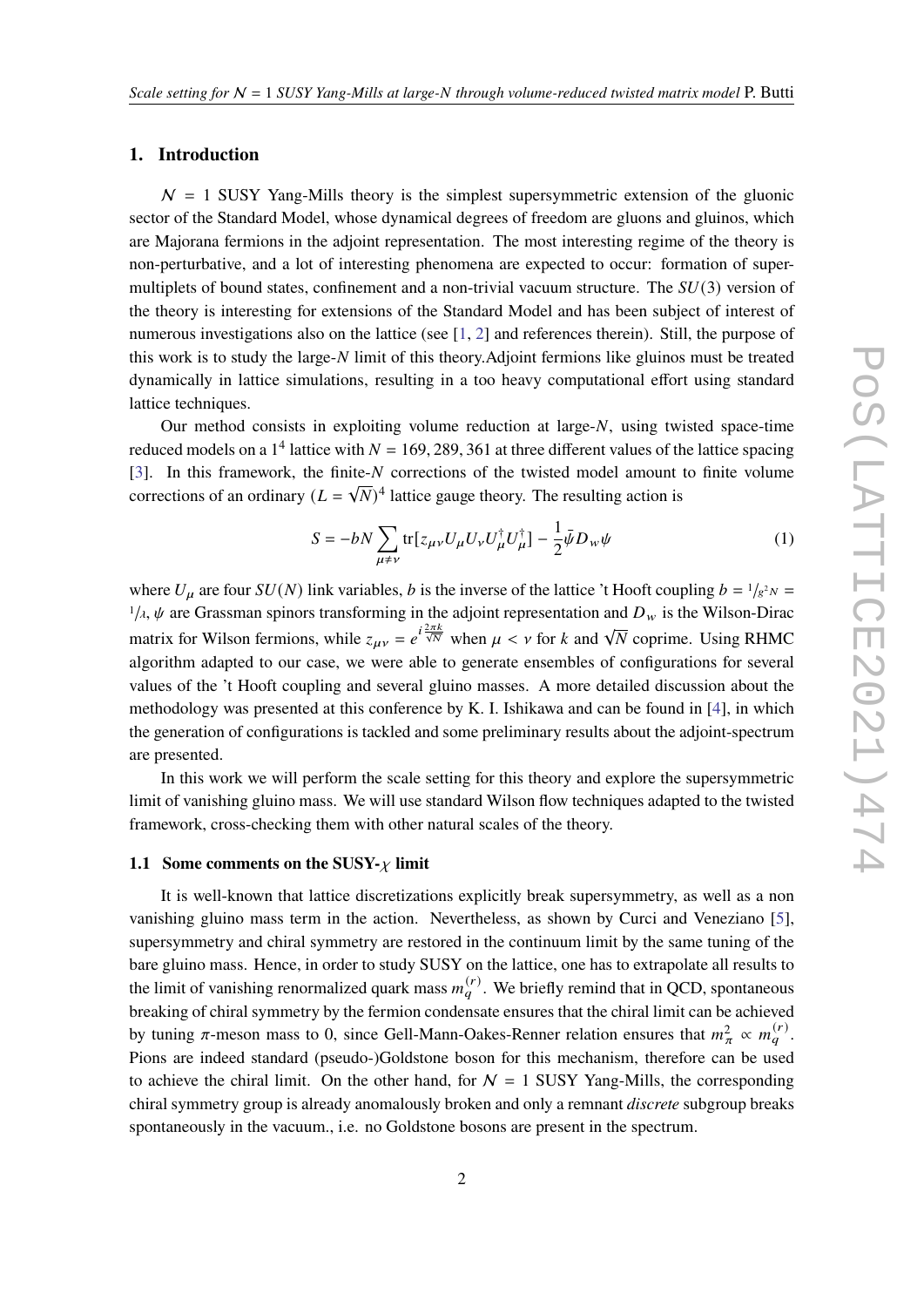## 1. Introduction

$\mathcal{N} = 1$ SUSY Yang-Mills theory is the simplest supersymmetric extension of the gluonic sector of the Standard Model, whose dynamical degrees of freedom are gluons and gluinos, which are Majorana fermions in the adjoint representation. The most interesting regime of the theory is non-perturbative, and a lot of interesting phenomena are expected to occur: formation of super-multiplets of bound states, confinement and a non-trivial vacuum structure. The $SU(3)$ version of the theory is interesting for extensions of the Standard Model and has been subject of interest of numerous investigations also on the lattice (see [1, 2] and references therein). Still, the purpose of this work is to study the large-$N$ limit of this theory.Adjoint fermions like gluinos must be treated dynamically in lattice simulations, resulting in a too heavy computational effort using standard lattice techniques.

Our method consists in exploiting volume reduction at large-$N$, using twisted space-time reduced models on a $1^4$ lattice with $N = 169, 289, 361$ at three different values of the lattice spacing [3]. In this framework, the finite-$N$ corrections of the twisted model amount to finite volume corrections of an ordinary $(L = \sqrt{N})^4$ lattice gauge theory. The resulting action is

$$S = -bN \sum_{\mu \neq \nu} \mathrm{tr}[z_{\mu\nu} U_\mu U_\nu U_\mu^\dagger U_\mu^\dagger] - \frac{1}{2}\bar{\psi} D_w \psi \tag{1}$$

where $U_\mu$ are four $SU(N)$ link variables, $b$ is the inverse of the lattice 't Hooft coupling $b = {}^1/_{g^2 N} = {}^1/_\lambda$, $\psi$ are Grassman spinors transforming in the adjoint representation and $D_w$ is the Wilson-Dirac matrix for Wilson fermions, while $z_{\mu\nu} = e^{i\frac{2\pi k}{\sqrt{N}}}$ when $\mu < \nu$ for $k$ and $\sqrt{N}$ coprime. Using RHMC algorithm adapted to our case, we were able to generate ensembles of configurations for several values of the 't Hooft coupling and several gluino masses. A more detailed discussion about the methodology was presented at this conference by K. I. Ishikawa and can be found in [4], in which the generation of configurations is tackled and some preliminary results about the adjoint-spectrum are presented.

In this work we will perform the scale setting for this theory and explore the supersymmetric limit of vanishing gluino mass. We will use standard Wilson flow techniques adapted to the twisted framework, cross-checking them with other natural scales of the theory.

### 1.1 Some comments on the SUSY-$\chi$ limit

It is well-known that lattice discretizations explicitly break supersymmetry, as well as a non vanishing gluino mass term in the action. Nevertheless, as shown by Curci and Veneziano [5], supersymmetry and chiral symmetry are restored in the continuum limit by the same tuning of the bare gluino mass. Hence, in order to study SUSY on the lattice, one has to extrapolate all results to the limit of vanishing renormalized quark mass $m_q^{(r)}$. We briefly remind that in QCD, spontaneous breaking of chiral symmetry by the fermion condensate ensures that the chiral limit can be achieved by tuning $\pi$-meson mass to 0, since Gell-Mann-Oakes-Renner relation ensures that $m_\pi^2 \propto m_q^{(r)}$. Pions are indeed standard (pseudo-)Goldstone boson for this mechanism, therefore can be used to achieve the chiral limit. On the other hand, for $\mathcal{N} = 1$ SUSY Yang-Mills, the corresponding chiral symmetry group is already anomalously broken and only a remnant *discrete* subgroup breaks spontaneously in the vacuum., i.e. no Goldstone bosons are present in the spectrum.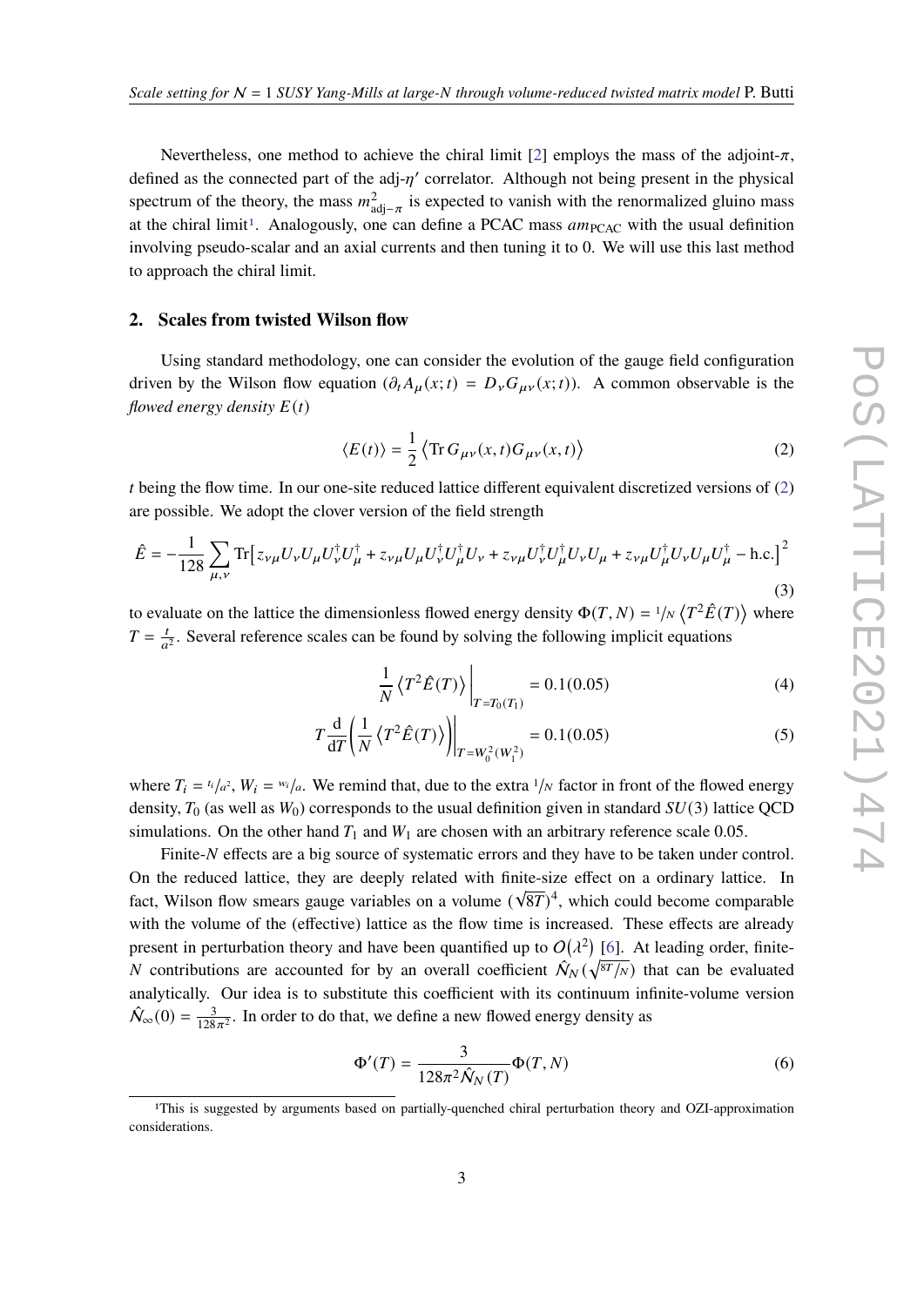Nevertheless, one method to achieve the chiral limit [2] employs the mass of the adjoint-$\pi$, defined as the connected part of the adj-$\eta'$ correlator. Although not being present in the physical spectrum of the theory, the mass $m^2_{\mathrm{adj}-\pi}$ is expected to vanish with the renormalized gluino mass at the chiral limit[1]. Analogously, one can define a PCAC mass $am_{\mathrm{PCAC}}$ with the usual definition involving pseudo-scalar and an axial currents and then tuning it to 0. We will use this last method to approach the chiral limit.

## 2. Scales from twisted Wilson flow

Using standard methodology, one can consider the evolution of the gauge field configuration driven by the Wilson flow equation ($\partial_t A_\mu(x;t) = D_\nu G_{\mu\nu}(x;t)$). A common observable is the *flowed energy density* $E(t)$

$$\langle E(t)\rangle = \frac{1}{2}\left\langle \mathrm{Tr}\, G_{\mu\nu}(x,t) G_{\mu\nu}(x,t)\right\rangle \tag{2}$$

$t$ being the flow time. In our one-site reduced lattice different equivalent discretized versions of (2) are possible. We adopt the clover version of the field strength

$$\hat{E} = -\frac{1}{128}\sum_{\mu,\nu} \mathrm{Tr}\big[ z_{\nu\mu} U_\nu U_\mu U_\nu^\dagger U_\mu^\dagger + z_{\nu\mu} U_\mu U_\nu^\dagger U_\mu^\dagger U_\nu + z_{\nu\mu} U_\nu^\dagger U_\mu^\dagger U_\nu U_\mu + z_{\nu\mu} U_\mu^\dagger U_\nu U_\mu U_\nu^\dagger - \text{h.c.}\big]^2 \tag{3}$$

to evaluate on the lattice the dimensionless flowed energy density $\Phi(T,N) = {}^1\!/_N \left\langle T^2 \hat{E}(T)\right\rangle$ where $T = \frac{t}{a^2}$. Several reference scales can be found by solving the following implicit equations

$$\frac{1}{N}\left\langle T^2 \hat{E}(T)\right\rangle\bigg|_{T=T_0(T_1)} = 0.1(0.05) \tag{4}$$

$$T\frac{\mathrm{d}}{\mathrm{d}T}\left(\frac{1}{N}\left\langle T^2 \hat{E}(T)\right\rangle\right)\bigg|_{T=W_0^2(W_1^2)} = 0.1(0.05) \tag{5}$$

where $T_i = {}^{t_i}\!/_{a^2}$, $W_i = {}^{w_i}\!/_a$. We remind that, due to the extra ${}^1\!/_N$ factor in front of the flowed energy density, $T_0$ (as well as $W_0$) corresponds to the usual definition given in standard $SU(3)$ lattice QCD simulations. On the other hand $T_1$ and $W_1$ are chosen with an arbitrary reference scale 0.05.

Finite-$N$ effects are a big source of systematic errors and they have to be taken under control. On the reduced lattice, they are deeply related with finite-size effect on a ordinary lattice. In fact, Wilson flow smears gauge variables on a volume $(\sqrt{8T})^4$, which could become comparable with the volume of the (effective) lattice as the flow time is increased. These effects are already present in perturbation theory and have been quantified up to $O(\lambda^2)$ [6]. At leading order, finite-$N$ contributions are accounted for by an overall coefficient $\hat{\mathcal{N}}_N(\sqrt{{}^{8T}\!/_N})$ that can be evaluated analytically. Our idea is to substitute this coefficient with its continuum infinite-volume version $\hat{\mathcal{N}}_\infty(0) = \frac{3}{128\pi^2}$. In order to do that, we define a new flowed energy density as

$$\Phi'(T) = \frac{3}{128\pi^2 \hat{\mathcal{N}}_N(T)}\Phi(T,N) \tag{6}$$

[1] This is suggested by arguments based on partially-quenched chiral perturbation theory and OZI-approximation considerations.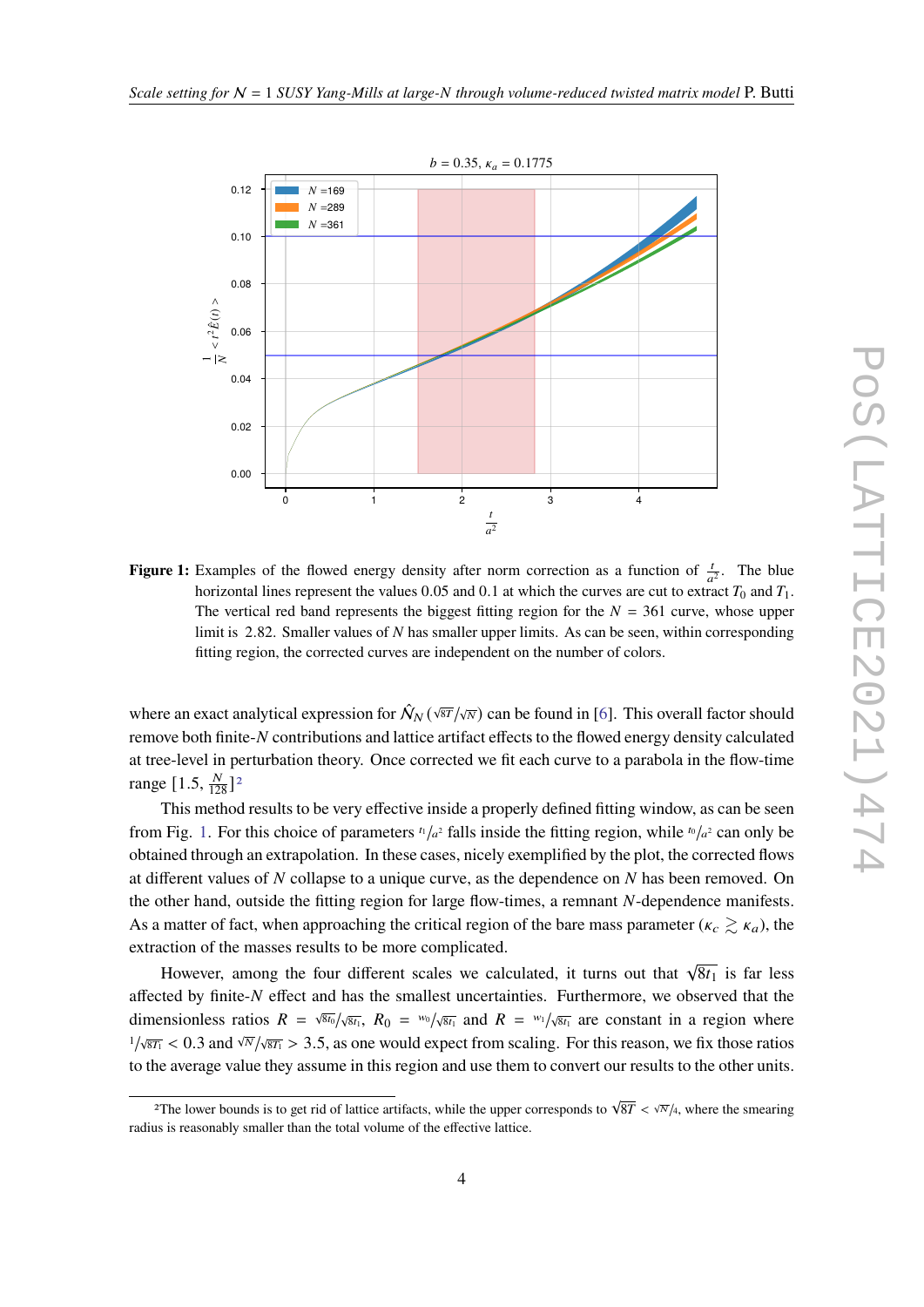**Figure 1:** Examples of the flowed energy density after norm correction as a function of $\frac{t}{a^2}$. The blue horizontal lines represent the values 0.05 and 0.1 at which the curves are cut to extract $T_0$ and $T_1$. The vertical red band represents the biggest fitting region for the $N = 361$ curve, whose upper limit is 2.82. Smaller values of $N$ has smaller upper limits. As can be seen, within corresponding fitting region, the corrected curves are independent on the number of colors.

where an exact analytical expression for $\hat{\mathcal{N}}_N\left(\sqrt{8T}/\sqrt{N}\right)$ can be found in [6]. This overall factor should remove both finite-$N$ contributions and lattice artifact effects to the flowed energy density calculated at tree-level in perturbation theory. Once corrected we fit each curve to a parabola in the flow-time range $[1.5, \frac{N}{128}]$[2]

This method results to be very effective inside a properly defined fitting window, as can be seen from Fig. 1. For this choice of parameters $t_1/a^2$ falls inside the fitting region, while $t_0/a^2$ can only be obtained through an extrapolation. In these cases, nicely exemplified by the plot, the corrected flows at different values of $N$ collapse to a unique curve, as the dependence on $N$ has been removed. On the other hand, outside the fitting region for large flow-times, a remnant $N$-dependence manifests. As a matter of fact, when approaching the critical region of the bare mass parameter ($\kappa_c \gtrsim \kappa_a$), the extraction of the masses results to be more complicated.

However, among the four different scales we calculated, it turns out that $\sqrt{8t_1}$ is far less affected by finite-$N$ effect and has the smallest uncertainties. Furthermore, we observed that the dimensionless ratios $R = \sqrt{8t_0}/\sqrt{8t_1}$, $R_0 = w_0/\sqrt{8t_1}$ and $R = w_1/\sqrt{8t_1}$ are constant in a region where $1/\sqrt{8t_1} < 0.3$ and $\sqrt{N}/\sqrt{8t_1} > 3.5$, as one would expect from scaling. For this reason, we fix those ratios to the average value they assume in this region and use them to convert our results to the other units.

[2] The lower bounds is to get rid of lattice artifacts, while the upper corresponds to $\sqrt{8T} < \sqrt{N}/4$, where the smearing radius is reasonably smaller than the total volume of the effective lattice.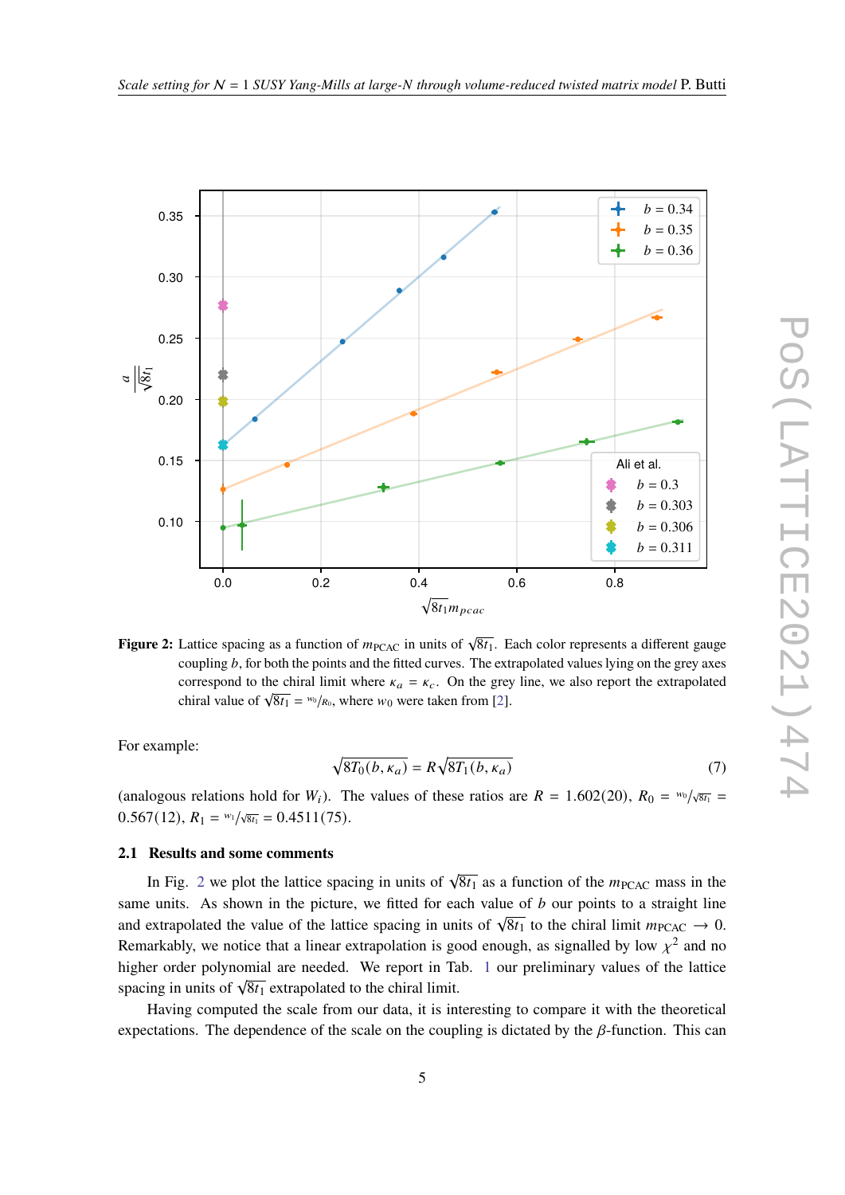**Figure 2:** Lattice spacing as a function of $m_{\text{PCAC}}$ in units of $\sqrt{8t_1}$. Each color represents a different gauge coupling $b$, for both the points and the fitted curves. The extrapolated values lying on the grey axes correspond to the chiral limit where $\kappa_a = \kappa_c$. On the grey line, we also report the extrapolated chiral value of $\sqrt{8t_1} = {}^{w_0}/_{R_0}$, where $w_0$ were taken from [2].

For example:

$$\sqrt{8T_0(b,\kappa_a)} = R\sqrt{8T_1(b,\kappa_a)} \tag{7}$$

(analogous relations hold for $W_i$). The values of these ratios are $R = 1.602(20)$, $R_0 = {}^{w_0}/\sqrt{8t_1} = 0.567(12)$, $R_1 = {}^{w_1}/\sqrt{8t_1} = 0.4511(75)$.

### 2.1 Results and some comments

In Fig. 2 we plot the lattice spacing in units of $\sqrt{8t_1}$ as a function of the $m_{\text{PCAC}}$ mass in the same units. As shown in the picture, we fitted for each value of $b$ our points to a straight line and extrapolated the value of the lattice spacing in units of $\sqrt{8t_1}$ to the chiral limit $m_{\text{PCAC}} \to 0$. Remarkably, we notice that a linear extrapolation is good enough, as signalled by low $\chi^2$ and no higher order polynomial are needed. We report in Tab. 1 our preliminary values of the lattice spacing in units of $\sqrt{8t_1}$ extrapolated to the chiral limit.

Having computed the scale from our data, it is interesting to compare it with the theoretical expectations. The dependence of the scale on the coupling is dictated by the $\beta$-function. This can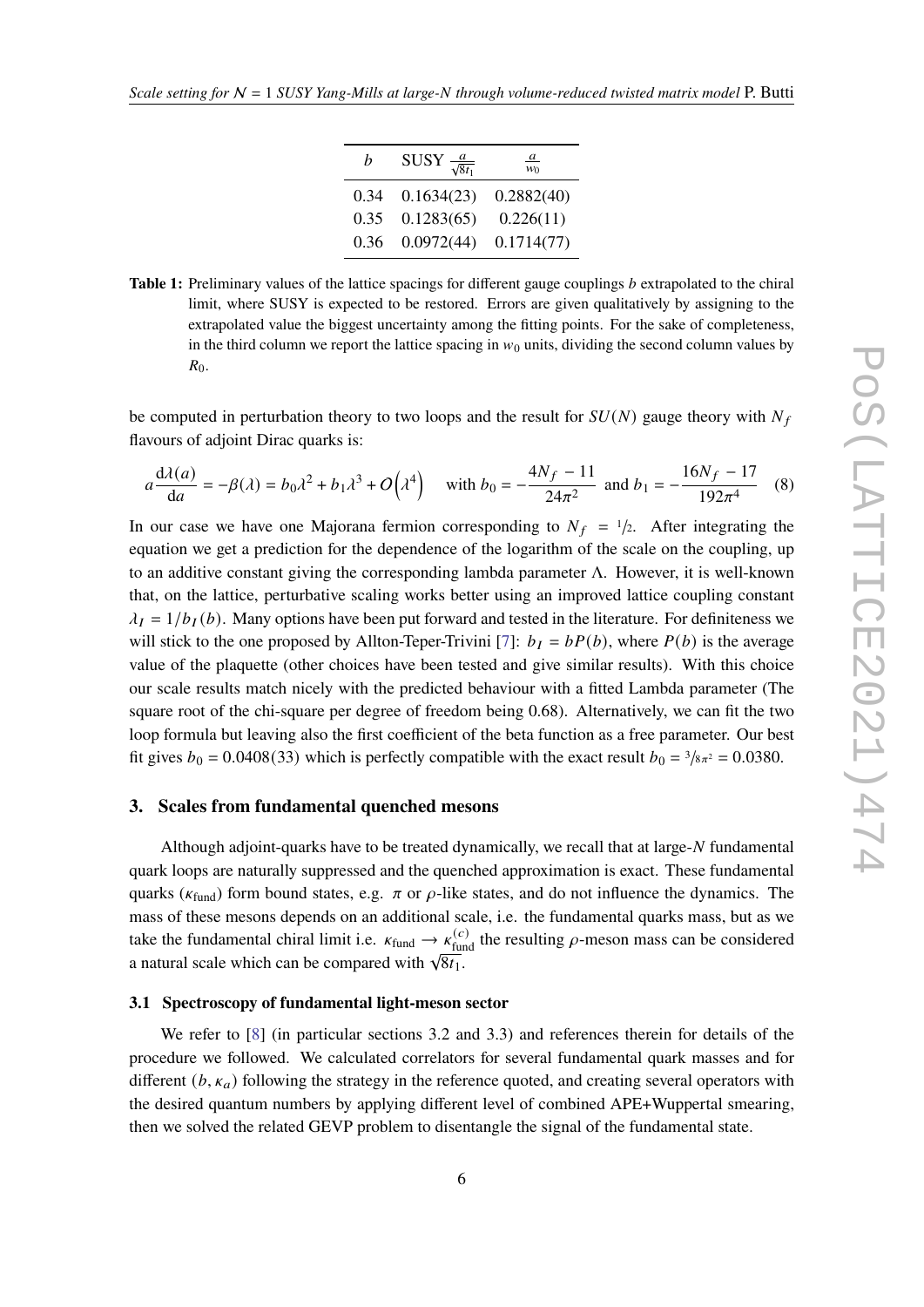| $b$ | SUSY $\frac{a}{\sqrt{8t_1}}$ | $\frac{a}{w_0}$ |
|---|---|---|
| 0.34 | 0.1634(23) | 0.2882(40) |
| 0.35 | 0.1283(65) | 0.226(11) |
| 0.36 | 0.0972(44) | 0.1714(77) |

**Table 1:** Preliminary values of the lattice spacings for different gauge couplings $b$ extrapolated to the chiral limit, where SUSY is expected to be restored. Errors are given qualitatively by assigning to the extrapolated value the biggest uncertainty among the fitting points. For the sake of completeness, in the third column we report the lattice spacing in $w_0$ units, dividing the second column values by $R_0$.

be computed in perturbation theory to two loops and the result for $SU(N)$ gauge theory with $N_f$ flavours of adjoint Dirac quarks is:

$$a\frac{\mathrm{d}\lambda(a)}{\mathrm{d}a} = -\beta(\lambda) = b_0\lambda^2 + b_1\lambda^3 + O\left(\lambda^4\right) \quad \text{with } b_0 = -\frac{4N_f - 11}{24\pi^2} \text{ and } b_1 = -\frac{16N_f - 17}{192\pi^4} \tag{8}$$

In our case we have one Majorana fermion corresponding to $N_f = 1/2$. After integrating the equation we get a prediction for the dependence of the logarithm of the scale on the coupling, up to an additive constant giving the corresponding lambda parameter $\Lambda$. However, it is well-known that, on the lattice, perturbative scaling works better using an improved lattice coupling constant $\lambda_I = 1/b_I(b)$. Many options have been put forward and tested in the literature. For definiteness we will stick to the one proposed by Allton-Teper-Trivini [7]: $b_I = bP(b)$, where $P(b)$ is the average value of the plaquette (other choices have been tested and give similar results). With this choice our scale results match nicely with the predicted behaviour with a fitted Lambda parameter (The square root of the chi-square per degree of freedom being 0.68). Alternatively, we can fit the two loop formula but leaving also the first coefficient of the beta function as a free parameter. Our best fit gives $b_0 = 0.0408(33)$ which is perfectly compatible with the exact result $b_0 = 3/8\pi^2 = 0.0380$.

## 3. Scales from fundamental quenched mesons

Although adjoint-quarks have to be treated dynamically, we recall that at large-$N$ fundamental quark loops are naturally suppressed and the quenched approximation is exact. These fundamental quarks ($\kappa_{\text{fund}}$) form bound states, e.g. $\pi$ or $\rho$-like states, and do not influence the dynamics. The mass of these mesons depends on an additional scale, i.e. the fundamental quarks mass, but as we take the fundamental chiral limit i.e. $\kappa_{\text{fund}} \to \kappa^{(c)}_{\text{fund}}$ the resulting $\rho$-meson mass can be considered a natural scale which can be compared with $\sqrt{8t_1}$.

### 3.1 Spectroscopy of fundamental light-meson sector

We refer to [8] (in particular sections 3.2 and 3.3) and references therein for details of the procedure we followed. We calculated correlators for several fundamental quark masses and for different $(b, \kappa_a)$ following the strategy in the reference quoted, and creating several operators with the desired quantum numbers by applying different level of combined APE+Wuppertal smearing, then we solved the related GEVP problem to disentangle the signal of the fundamental state.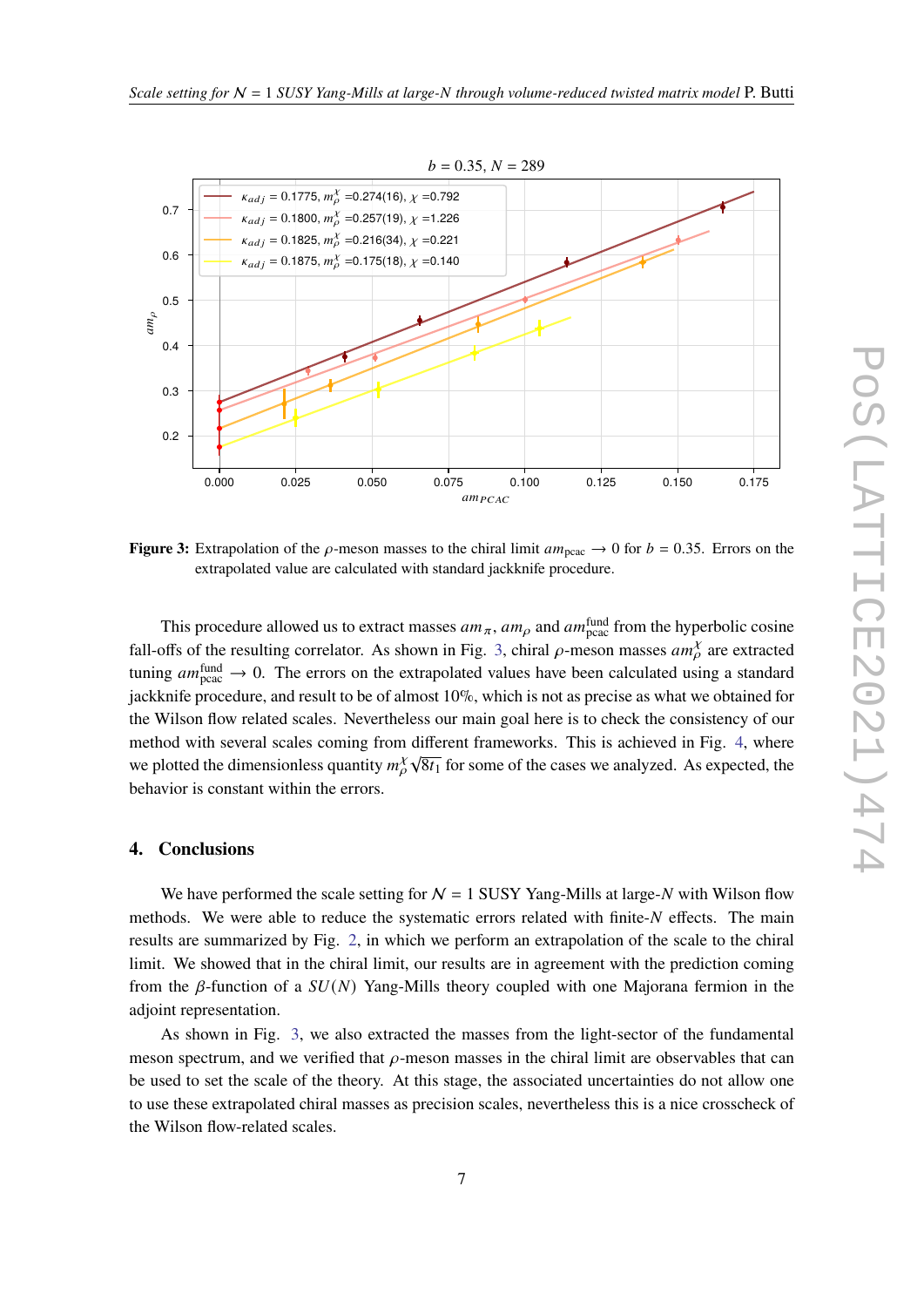**Figure 3:** Extrapolation of the $\rho$-meson masses to the chiral limit $am_{\text{pcac}} \to 0$ for $b = 0.35$. Errors on the extrapolated value are calculated with standard jackknife procedure.

This procedure allowed us to extract masses $am_\pi$, $am_\rho$ and $am^{\text{fund}}_{\text{pcac}}$ from the hyperbolic cosine fall-offs of the resulting correlator. As shown in Fig. 3, chiral $\rho$-meson masses $am^\chi_\rho$ are extracted tuning $am^{\text{fund}}_{\text{pcac}} \to 0$. The errors on the extrapolated values have been calculated using a standard jackknife procedure, and result to be of almost 10%, which is not as precise as what we obtained for the Wilson flow related scales. Nevertheless our main goal here is to check the consistency of our method with several scales coming from different frameworks. This is achieved in Fig. 4, where we plotted the dimensionless quantity $m^\chi_\rho \sqrt{8t_1}$ for some of the cases we analyzed. As expected, the behavior is constant within the errors.

## 4. Conclusions

We have performed the scale setting for $\mathcal{N} = 1$ SUSY Yang-Mills at large-$N$ with Wilson flow methods. We were able to reduce the systematic errors related with finite-$N$ effects. The main results are summarized by Fig. 2, in which we perform an extrapolation of the scale to the chiral limit. We showed that in the chiral limit, our results are in agreement with the prediction coming from the $\beta$-function of a $SU(N)$ Yang-Mills theory coupled with one Majorana fermion in the adjoint representation.

As shown in Fig. 3, we also extracted the masses from the light-sector of the fundamental meson spectrum, and we verified that $\rho$-meson masses in the chiral limit are observables that can be used to set the scale of the theory. At this stage, the associated uncertainties do not allow one to use these extrapolated chiral masses as precision scales, nevertheless this is a nice crosscheck of the Wilson flow-related scales.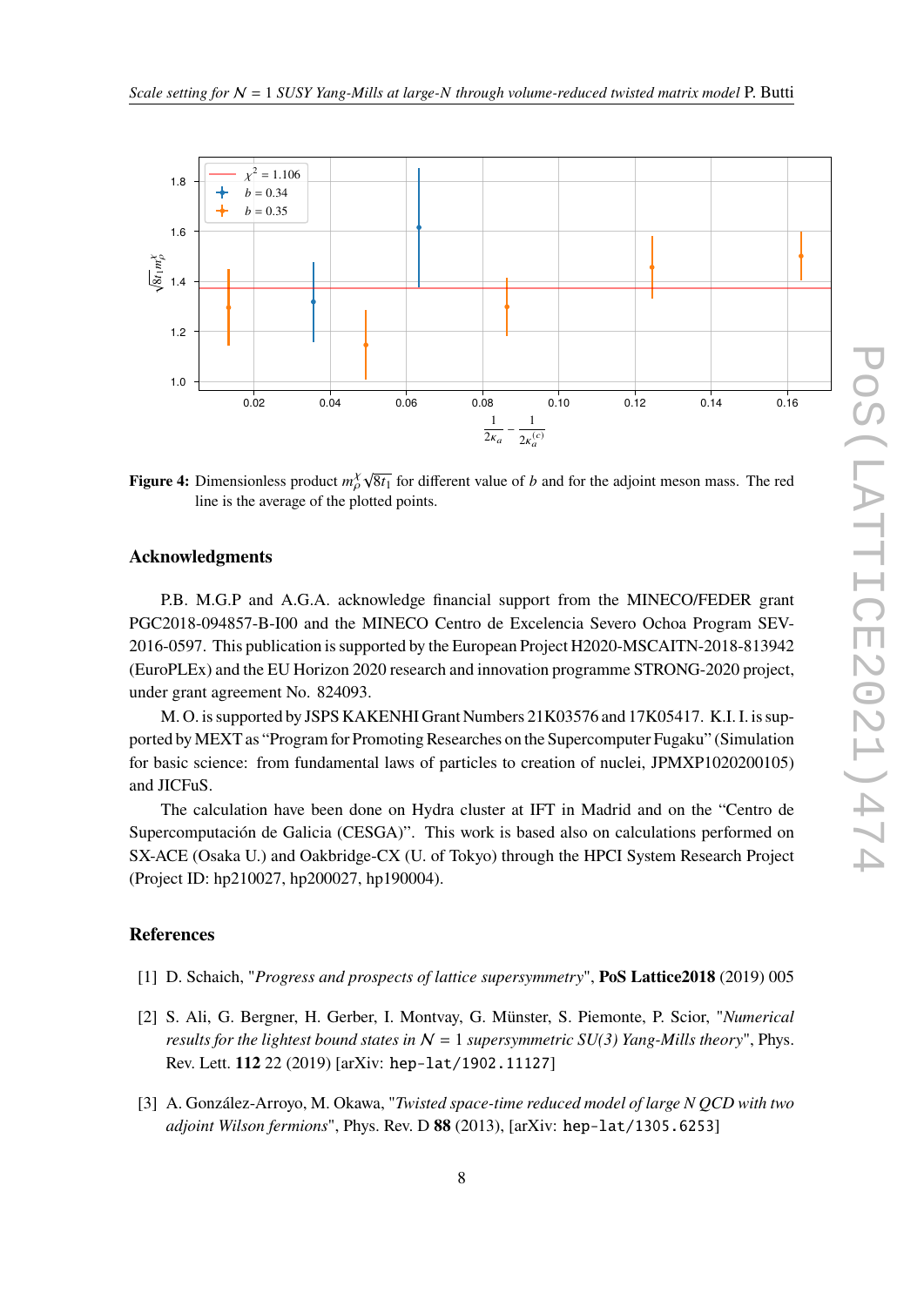**Figure 4:** Dimensionless product $m_\rho^\chi \sqrt{8t_1}$ for different value of $b$ and for the adjoint meson mass. The red line is the average of the plotted points.

## Acknowledgments

P.B. M.G.P and A.G.A. acknowledge financial support from the MINECO/FEDER grant PGC2018-094857-B-I00 and the MINECO Centro de Excelencia Severo Ochoa Program SEV-2016-0597. This publication is supported by the European Project H2020-MSCAITN-2018-813942 (EuroPLEx) and the EU Horizon 2020 research and innovation programme STRONG-2020 project, under grant agreement No. 824093.

M. O. is supported by JSPS KAKENHI Grant Numbers 21K03576 and 17K05417. K.I. I. is supported by MEXT as "Program for Promoting Researches on the Supercomputer Fugaku" (Simulation for basic science: from fundamental laws of particles to creation of nuclei, JPMXP1020200105) and JICFuS.

The calculation have been done on Hydra cluster at IFT in Madrid and on the "Centro de Supercomputación de Galicia (CESGA)". This work is based also on calculations performed on SX-ACE (Osaka U.) and Oakbridge-CX (U. of Tokyo) through the HPCI System Research Project (Project ID: hp210027, hp200027, hp190004).

## References

[1] D. Schaich, "*Progress and prospects of lattice supersymmetry*", **PoS Lattice2018** (2019) 005

[2] S. Ali, G. Bergner, H. Gerber, I. Montvay, G. Münster, S. Piemonte, P. Scior, "*Numerical results for the lightest bound states in $\mathcal{N} = 1$ supersymmetric SU(3) Yang-Mills theory*", Phys. Rev. Lett. **112** 22 (2019) [arXiv: `hep-lat/1902.11127`]

[3] A. González-Arroyo, M. Okawa, "*Twisted space-time reduced model of large N QCD with two adjoint Wilson fermions*", Phys. Rev. D **88** (2013), [arXiv: `hep-lat/1305.6253`]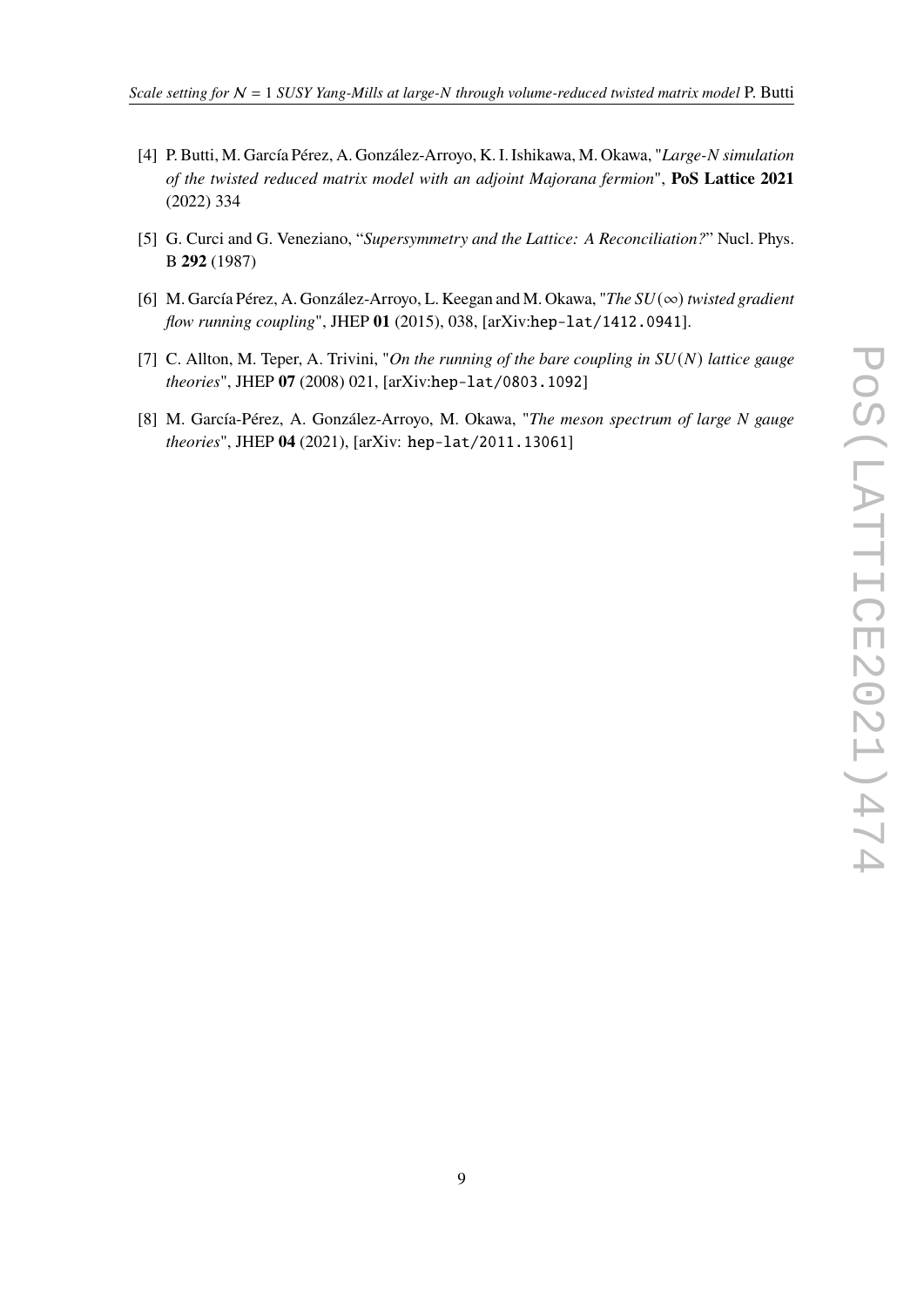[4] P. Butti, M. García Pérez, A. González-Arroyo, K. I. Ishikawa, M. Okawa, "*Large-N simulation of the twisted reduced matrix model with an adjoint Majorana fermion*", **PoS Lattice 2021** (2022) 334

[5] G. Curci and G. Veneziano, "*Supersymmetry and the Lattice: A Reconciliation?*" Nucl. Phys. B **292** (1987)

[6] M. García Pérez, A. González-Arroyo, L. Keegan and M. Okawa, "*The $SU(\infty)$ twisted gradient flow running coupling*", JHEP **01** (2015), 038, [arXiv:hep-lat/1412.0941].

[7] C. Allton, M. Teper, A. Trivini, "*On the running of the bare coupling in $SU(N)$ lattice gauge theories*", JHEP **07** (2008) 021, [arXiv:hep-lat/0803.1092]

[8] M. García-Pérez, A. González-Arroyo, M. Okawa, "*The meson spectrum of large N gauge theories*", JHEP **04** (2021), [arXiv: hep-lat/2011.13061]